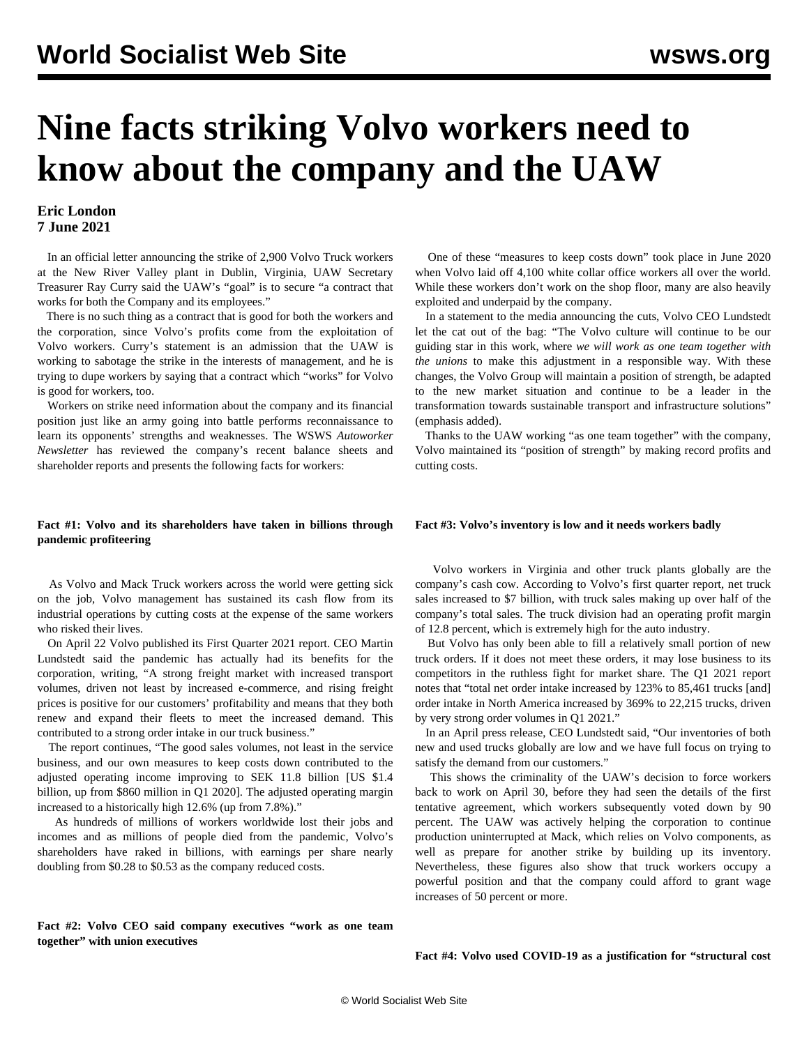# Nine facts striking Volvo workers need to know about the company and the UAW

**Eric London**
**7 June 2021**

In an official letter announcing the strike of 2,900 Volvo Truck workers at the New River Valley plant in Dublin, Virginia, UAW Secretary Treasurer Ray Curry said the UAW's "goal" is to secure "a contract that works for both the Company and its employees."

There is no such thing as a contract that is good for both the workers and the corporation, since Volvo's profits come from the exploitation of Volvo workers. Curry's statement is an admission that the UAW is working to sabotage the strike in the interests of management, and he is trying to dupe workers by saying that a contract which "works" for Volvo is good for workers, too.

Workers on strike need information about the company and its financial position just like an army going into battle performs reconnaissance to learn its opponents' strengths and weaknesses. The WSWS *Autoworker Newsletter* has reviewed the company's recent balance sheets and shareholder reports and presents the following facts for workers:

**Fact #1: Volvo and its shareholders have taken in billions through pandemic profiteering**

As Volvo and Mack Truck workers across the world were getting sick on the job, Volvo management has sustained its cash flow from its industrial operations by cutting costs at the expense of the same workers who risked their lives.

On April 22 Volvo published its First Quarter 2021 report. CEO Martin Lundstedt said the pandemic has actually had its benefits for the corporation, writing, "A strong freight market with increased transport volumes, driven not least by increased e-commerce, and rising freight prices is positive for our customers' profitability and means that they both renew and expand their fleets to meet the increased demand. This contributed to a strong order intake in our truck business."

The report continues, "The good sales volumes, not least in the service business, and our own measures to keep costs down contributed to the adjusted operating income improving to SEK 11.8 billion [US $1.4 billion, up from $860 million in Q1 2020]. The adjusted operating margin increased to a historically high 12.6% (up from 7.8%)."

As hundreds of millions of workers worldwide lost their jobs and incomes and as millions of people died from the pandemic, Volvo's shareholders have raked in billions, with earnings per share nearly doubling from $0.28 to $0.53 as the company reduced costs.

**Fact #2: Volvo CEO said company executives "work as one team together" with union executives**

One of these "measures to keep costs down" took place in June 2020 when Volvo laid off 4,100 white collar office workers all over the world. While these workers don't work on the shop floor, many are also heavily exploited and underpaid by the company.

In a statement to the media announcing the cuts, Volvo CEO Lundstedt let the cat out of the bag: "The Volvo culture will continue to be our guiding star in this work, where *we will work as one team together with the unions* to make this adjustment in a responsible way. With these changes, the Volvo Group will maintain a position of strength, be adapted to the new market situation and continue to be a leader in the transformation towards sustainable transport and infrastructure solutions" (emphasis added).

Thanks to the UAW working "as one team together" with the company, Volvo maintained its "position of strength" by making record profits and cutting costs.

**Fact #3: Volvo's inventory is low and it needs workers badly**

Volvo workers in Virginia and other truck plants globally are the company's cash cow. According to Volvo's first quarter report, net truck sales increased to $7 billion, with truck sales making up over half of the company's total sales. The truck division had an operating profit margin of 12.8 percent, which is extremely high for the auto industry.

But Volvo has only been able to fill a relatively small portion of new truck orders. If it does not meet these orders, it may lose business to its competitors in the ruthless fight for market share. The Q1 2021 report notes that "total net order intake increased by 123% to 85,461 trucks [and] order intake in North America increased by 369% to 22,215 trucks, driven by very strong order volumes in Q1 2021."

In an April press release, CEO Lundstedt said, "Our inventories of both new and used trucks globally are low and we have full focus on trying to satisfy the demand from our customers."

This shows the criminality of the UAW's decision to force workers back to work on April 30, before they had seen the details of the first tentative agreement, which workers subsequently voted down by 90 percent. The UAW was actively helping the corporation to continue production uninterrupted at Mack, which relies on Volvo components, as well as prepare for another strike by building up its inventory. Nevertheless, these figures also show that truck workers occupy a powerful position and that the company could afford to grant wage increases of 50 percent or more.

**Fact #4: Volvo used COVID-19 as a justification for "structural cost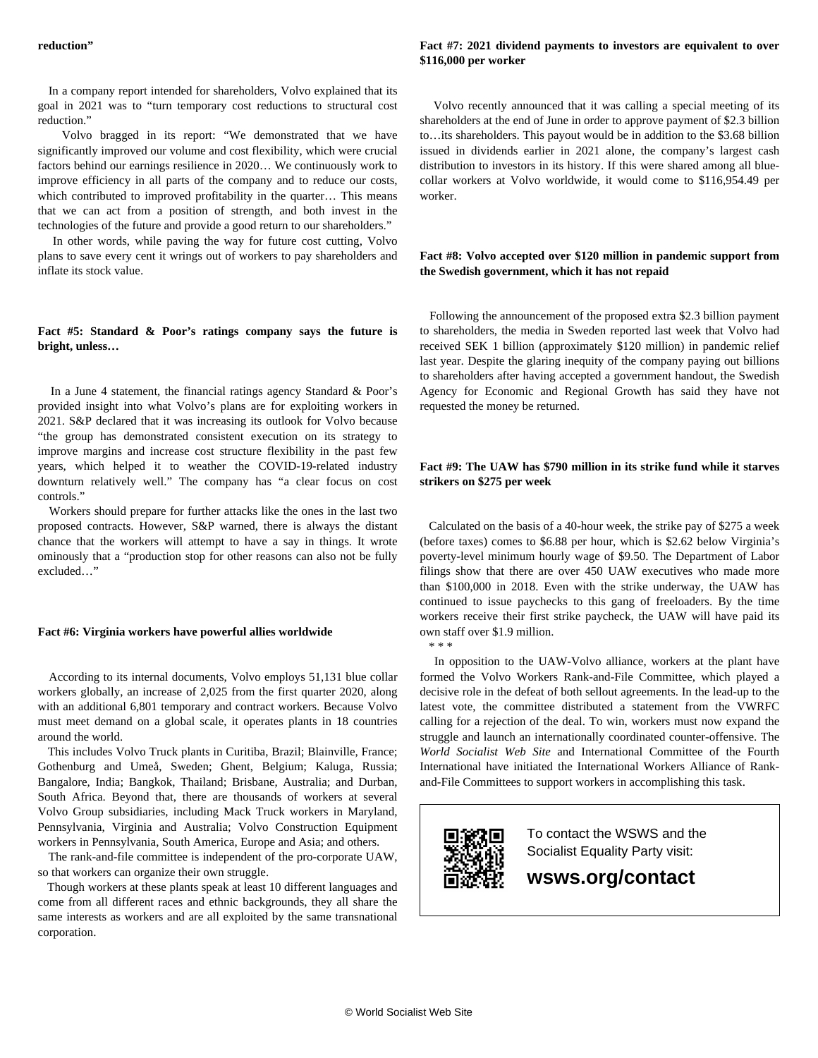reduction”

In a company report intended for shareholders, Volvo explained that its goal in 2021 was to “turn temporary cost reductions to structural cost reduction.”

Volvo bragged in its report: “We demonstrated that we have significantly improved our volume and cost flexibility, which were crucial factors behind our earnings resilience in 2020… We continuously work to improve efficiency in all parts of the company and to reduce our costs, which contributed to improved profitability in the quarter… This means that we can act from a position of strength, and both invest in the technologies of the future and provide a good return to our shareholders.”

In other words, while paving the way for future cost cutting, Volvo plans to save every cent it wrings out of workers to pay shareholders and inflate its stock value.

**Fact #5: Standard & Poor’s ratings company says the future is bright, unless…**

In a June 4 statement, the financial ratings agency Standard & Poor’s provided insight into what Volvo’s plans are for exploiting workers in 2021. S&P declared that it was increasing its outlook for Volvo because “the group has demonstrated consistent execution on its strategy to improve margins and increase cost structure flexibility in the past few years, which helped it to weather the COVID-19-related industry downturn relatively well.” The company has “a clear focus on cost controls.”

Workers should prepare for further attacks like the ones in the last two proposed contracts. However, S&P warned, there is always the distant chance that the workers will attempt to have a say in things. It wrote ominously that a “production stop for other reasons can also not be fully excluded…”

**Fact #6: Virginia workers have powerful allies worldwide**

According to its internal documents, Volvo employs 51,131 blue collar workers globally, an increase of 2,025 from the first quarter 2020, along with an additional 6,801 temporary and contract workers. Because Volvo must meet demand on a global scale, it operates plants in 18 countries around the world.

This includes Volvo Truck plants in Curitiba, Brazil; Blainville, France; Gothenburg and Umeå, Sweden; Ghent, Belgium; Kaluga, Russia; Bangalore, India; Bangkok, Thailand; Brisbane, Australia; and Durban, South Africa. Beyond that, there are thousands of workers at several Volvo Group subsidiaries, including Mack Truck workers in Maryland, Pennsylvania, Virginia and Australia; Volvo Construction Equipment workers in Pennsylvania, South America, Europe and Asia; and others.

The rank-and-file committee is independent of the pro-corporate UAW, so that workers can organize their own struggle.

Though workers at these plants speak at least 10 different languages and come from all different races and ethnic backgrounds, they all share the same interests as workers and are all exploited by the same transnational corporation.

**Fact #7: 2021 dividend payments to investors are equivalent to over $116,000 per worker**

Volvo recently announced that it was calling a special meeting of its shareholders at the end of June in order to approve payment of $2.3 billion to…its shareholders. This payout would be in addition to the $3.68 billion issued in dividends earlier in 2021 alone, the company’s largest cash distribution to investors in its history. If this were shared among all blue-collar workers at Volvo worldwide, it would come to $116,954.49 per worker.

**Fact #8: Volvo accepted over $120 million in pandemic support from the Swedish government, which it has not repaid**

Following the announcement of the proposed extra $2.3 billion payment to shareholders, the media in Sweden reported last week that Volvo had received SEK 1 billion (approximately $120 million) in pandemic relief last year. Despite the glaring inequity of the company paying out billions to shareholders after having accepted a government handout, the Swedish Agency for Economic and Regional Growth has said they have not requested the money be returned.

**Fact #9: The UAW has $790 million in its strike fund while it starves strikers on $275 per week**

Calculated on the basis of a 40-hour week, the strike pay of $275 a week (before taxes) comes to $6.88 per hour, which is $2.62 below Virginia’s poverty-level minimum hourly wage of $9.50. The Department of Labor filings show that there are over 450 UAW executives who made more than $100,000 in 2018. Even with the strike underway, the UAW has continued to issue paychecks to this gang of freeloaders. By the time workers receive their first strike paycheck, the UAW will have paid its own staff over $1.9 million.

\* \* \*

In opposition to the UAW-Volvo alliance, workers at the plant have formed the Volvo Workers Rank-and-File Committee, which played a decisive role in the defeat of both sellout agreements. In the lead-up to the latest vote, the committee distributed a statement from the VWRFC calling for a rejection of the deal. To win, workers must now expand the struggle and launch an internationally coordinated counter-offensive. The *World Socialist Web Site* and International Committee of the Fourth International have initiated the International Workers Alliance of Rank-and-File Committees to support workers in accomplishing this task.

To contact the WSWS and the Socialist Equality Party visit:

**wsws.org/contact**